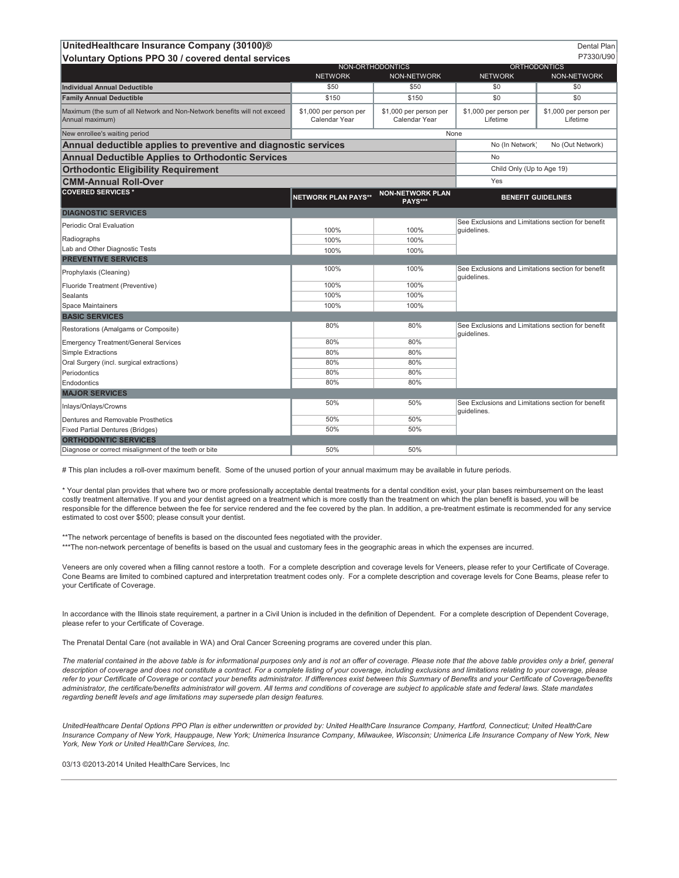## UnitedHealthcare Insurance Company (30100)®

Dental Plan P7330/U90

### Voluntary Options PPO 30 / covered dental services

| | NON-ORTHODONTICS | | ORTHODONTICS | |
|---|---|---|---|---|
| | NETWORK | NON-NETWORK | NETWORK | NON-NETWORK |
| **Individual Annual Deductible** | $50 | $50 | $0 | $0 |
| **Family Annual Deductible** | $150 | $150 | $0 | $0 |
| Maximum (the sum of all Network and Non-Network benefits will not exceed Annual maximum) | $1,000 per person per Calendar Year | $1,000 per person per Calendar Year | $1,000 per person per Lifetime | $1,000 per person per Lifetime |
| New enrollee's waiting period | None | | | |
| **Annual deductible applies to preventive and diagnostic services** | | | No (In Network) | No (Out Network) |
| **Annual Deductible Applies to Orthodontic Services** | | | No | |
| **Orthodontic Eligibility Requirement** | | | Child Only (Up to Age 19) | |
| **CMM-Annual Roll-Over** | | | Yes | |

| COVERED SERVICES * | NETWORK PLAN PAYS** | NON-NETWORK PLAN PAYS*** | BENEFIT GUIDELINES |
|---|---|---|---|
| **DIAGNOSTIC SERVICES** | | | |
| Periodic Oral Evaluation | 100% | 100% | See Exclusions and Limitations section for benefit guidelines. |
| Radiographs | 100% | 100% | |
| Lab and Other Diagnostic Tests | 100% | 100% | |
| **PREVENTIVE SERVICES** | | | |
| Prophylaxis (Cleaning) | 100% | 100% | See Exclusions and Limitations section for benefit guidelines. |
| Fluoride Treatment (Preventive) | 100% | 100% | |
| Sealants | 100% | 100% | |
| Space Maintainers | 100% | 100% | |
| **BASIC SERVICES** | | | |
| Restorations (Amalgams or Composite) | 80% | 80% | See Exclusions and Limitations section for benefit guidelines. |
| Emergency Treatment/General Services | 80% | 80% | |
| Simple Extractions | 80% | 80% | |
| Oral Surgery (incl. surgical extractions) | 80% | 80% | |
| Periodontics | 80% | 80% | |
| Endodontics | 80% | 80% | |
| **MAJOR SERVICES** | | | |
| Inlays/Onlays/Crowns | 50% | 50% | See Exclusions and Limitations section for benefit guidelines. |
| Dentures and Removable Prosthetics | 50% | 50% | |
| Fixed Partial Dentures (Bridges) | 50% | 50% | |
| **ORTHODONTIC SERVICES** | | | |
| Diagnose or correct misalignment of the teeth or bite | 50% | 50% | |

# This plan includes a roll-over maximum benefit. Some of the unused portion of your annual maximum may be available in future periods.

* Your dental plan provides that where two or more professionally acceptable dental treatments for a dental condition exist, your plan bases reimbursement on the least costly treatment alternative. If you and your dentist agreed on a treatment which is more costly than the treatment on which the plan benefit is based, you will be responsible for the difference between the fee for service rendered and the fee covered by the plan. In addition, a pre-treatment estimate is recommended for any service estimated to cost over $500; please consult your dentist.

**The network percentage of benefits is based on the discounted fees negotiated with the provider.

***The non-network percentage of benefits is based on the usual and customary fees in the geographic areas in which the expenses are incurred.

Veneers are only covered when a filling cannot restore a tooth. For a complete description and coverage levels for Veneers, please refer to your Certificate of Coverage. Cone Beams are limited to combined captured and interpretation treatment codes only. For a complete description and coverage levels for Cone Beams, please refer to your Certificate of Coverage.

In accordance with the Illinois state requirement, a partner in a Civil Union is included in the definition of Dependent. For a complete description of Dependent Coverage, please refer to your Certificate of Coverage.

The Prenatal Dental Care (not available in WA) and Oral Cancer Screening programs are covered under this plan.

*The material contained in the above table is for informational purposes only and is not an offer of coverage. Please note that the above table provides only a brief, general description of coverage and does not constitute a contract. For a complete listing of your coverage, including exclusions and limitations relating to your coverage, please refer to your Certificate of Coverage or contact your benefits administrator. If differences exist between this Summary of Benefits and your Certificate of Coverage/benefits administrator, the certificate/benefits administrator will govern. All terms and conditions of coverage are subject to applicable state and federal laws. State mandates regarding benefit levels and age limitations may supersede plan design features.*

*UnitedHealthcare Dental Options PPO Plan is either underwritten or provided by: United HealthCare Insurance Company, Hartford, Connecticut; United HealthCare Insurance Company of New York, Hauppauge, New York; Unimerica Insurance Company, Milwaukee, Wisconsin; Unimerica Life Insurance Company of New York, New York, New York or United HealthCare Services, Inc.*

03/13 ©2013-2014 United HealthCare Services, Inc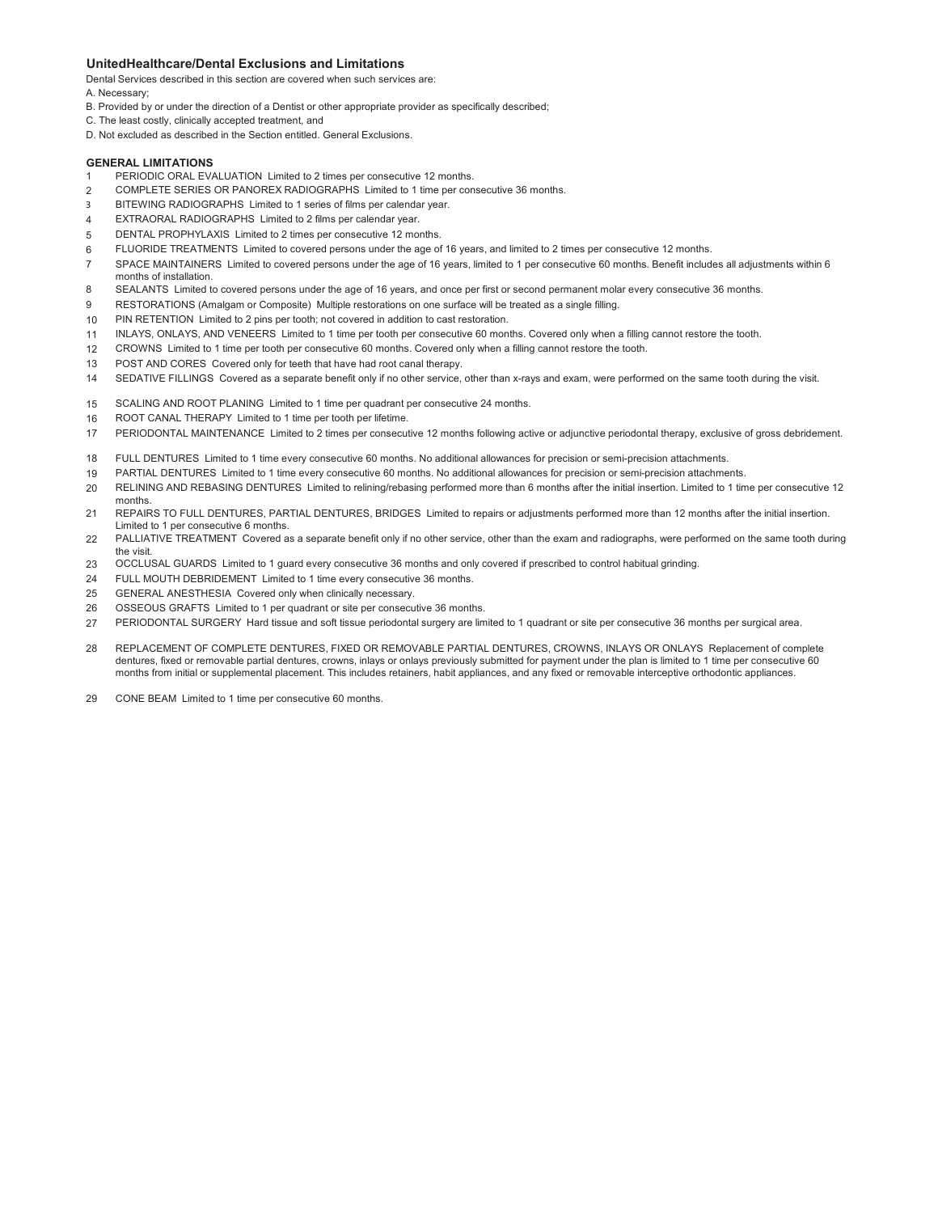### UnitedHealthcare/Dental Exclusions and Limitations

Dental Services described in this section are covered when such services are:

A. Necessary;

B. Provided by or under the direction of a Dentist or other appropriate provider as specifically described;

C. The least costly, clinically accepted treatment, and

D. Not excluded as described in the Section entitled. General Exclusions.

#### GENERAL LIMITATIONS

1 PERIODIC ORAL EVALUATION Limited to 2 times per consecutive 12 months.

2 COMPLETE SERIES OR PANOREX RADIOGRAPHS Limited to 1 time per consecutive 36 months.

3 BITEWING RADIOGRAPHS Limited to 1 series of films per calendar year.

4 EXTRAORAL RADIOGRAPHS Limited to 2 films per calendar year.

5 DENTAL PROPHYLAXIS Limited to 2 times per consecutive 12 months.

6 FLUORIDE TREATMENTS Limited to covered persons under the age of 16 years, and limited to 2 times per consecutive 12 months.

7 SPACE MAINTAINERS Limited to covered persons under the age of 16 years, limited to 1 per consecutive 60 months. Benefit includes all adjustments within 6 months of installation.

8 SEALANTS Limited to covered persons under the age of 16 years, and once per first or second permanent molar every consecutive 36 months.

9 RESTORATIONS (Amalgam or Composite) Multiple restorations on one surface will be treated as a single filling.

10 PIN RETENTION Limited to 2 pins per tooth; not covered in addition to cast restoration.

11 INLAYS, ONLAYS, AND VENEERS Limited to 1 time per tooth per consecutive 60 months. Covered only when a filling cannot restore the tooth.

12 CROWNS Limited to 1 time per tooth per consecutive 60 months. Covered only when a filling cannot restore the tooth.

13 POST AND CORES Covered only for teeth that have had root canal therapy.

14 SEDATIVE FILLINGS Covered as a separate benefit only if no other service, other than x-rays and exam, were performed on the same tooth during the visit.

15 SCALING AND ROOT PLANING Limited to 1 time per quadrant per consecutive 24 months.

16 ROOT CANAL THERAPY Limited to 1 time per tooth per lifetime.

17 PERIODONTAL MAINTENANCE Limited to 2 times per consecutive 12 months following active or adjunctive periodontal therapy, exclusive of gross debridement.

18 FULL DENTURES Limited to 1 time every consecutive 60 months. No additional allowances for precision or semi-precision attachments.

19 PARTIAL DENTURES Limited to 1 time every consecutive 60 months. No additional allowances for precision or semi-precision attachments.

20 RELINING AND REBASING DENTURES Limited to relining/rebasing performed more than 6 months after the initial insertion. Limited to 1 time per consecutive 12 months.

21 REPAIRS TO FULL DENTURES, PARTIAL DENTURES, BRIDGES Limited to repairs or adjustments performed more than 12 months after the initial insertion. Limited to 1 per consecutive 6 months.

22 PALLIATIVE TREATMENT Covered as a separate benefit only if no other service, other than the exam and radiographs, were performed on the same tooth during the visit.

23 OCCLUSAL GUARDS Limited to 1 guard every consecutive 36 months and only covered if prescribed to control habitual grinding.

24 FULL MOUTH DEBRIDEMENT Limited to 1 time every consecutive 36 months.

25 GENERAL ANESTHESIA Covered only when clinically necessary.

26 OSSEOUS GRAFTS Limited to 1 per quadrant or site per consecutive 36 months.

27 PERIODONTAL SURGERY Hard tissue and soft tissue periodontal surgery are limited to 1 quadrant or site per consecutive 36 months per surgical area.

28 REPLACEMENT OF COMPLETE DENTURES, FIXED OR REMOVABLE PARTIAL DENTURES, CROWNS, INLAYS OR ONLAYS Replacement of complete dentures, fixed or removable partial dentures, crowns, inlays or onlays previously submitted for payment under the plan is limited to 1 time per consecutive 60 months from initial or supplemental placement. This includes retainers, habit appliances, and any fixed or removable interceptive orthodontic appliances.

29 CONE BEAM Limited to 1 time per consecutive 60 months.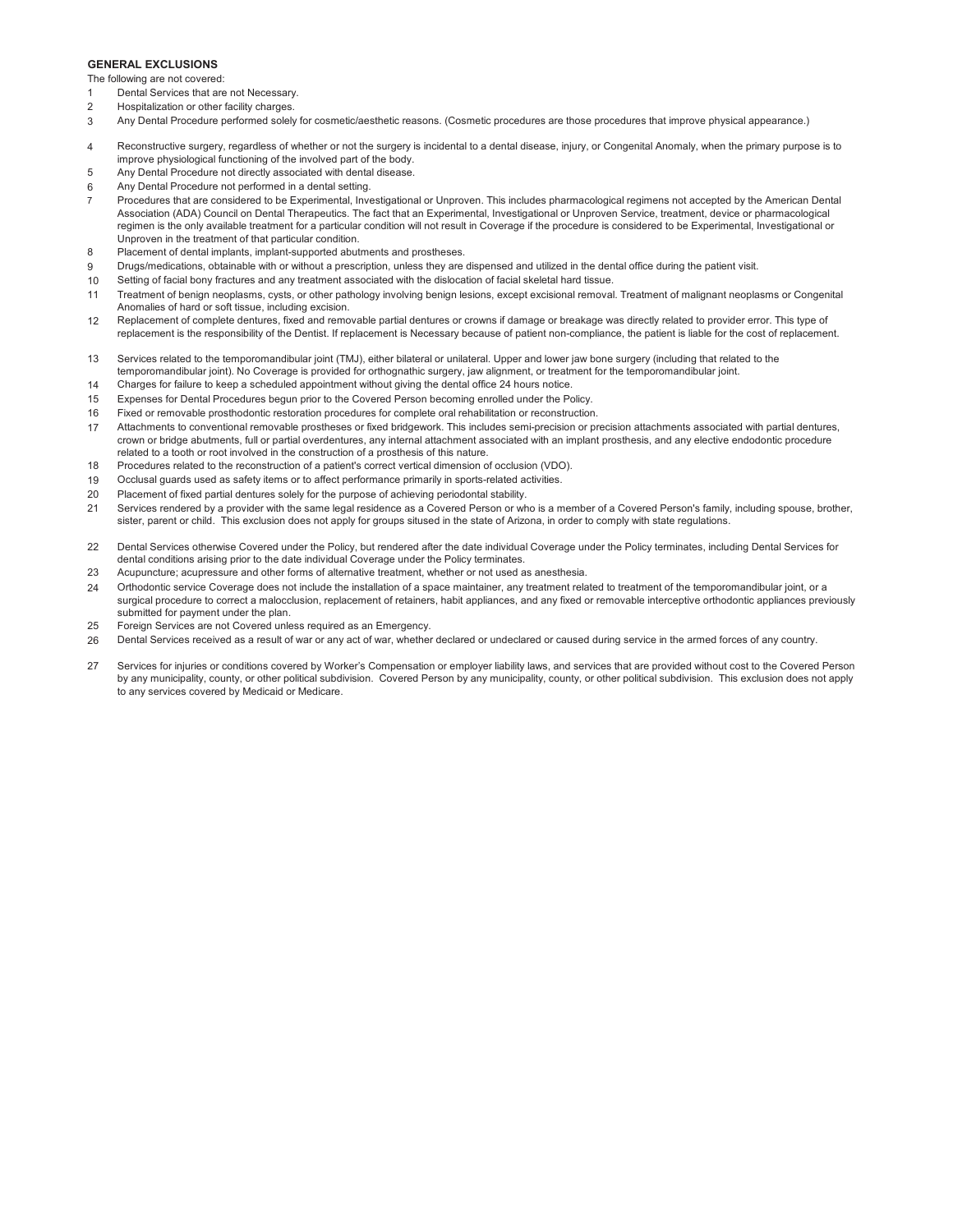**GENERAL EXCLUSIONS**

The following are not covered:

1. Dental Services that are not Necessary.
2. Hospitalization or other facility charges.
3. Any Dental Procedure performed solely for cosmetic/aesthetic reasons. (Cosmetic procedures are those procedures that improve physical appearance.)
4. Reconstructive surgery, regardless of whether or not the surgery is incidental to a dental disease, injury, or Congenital Anomaly, when the primary purpose is to improve physiological functioning of the involved part of the body.
5. Any Dental Procedure not directly associated with dental disease.
6. Any Dental Procedure not performed in a dental setting.
7. Procedures that are considered to be Experimental, Investigational or Unproven. This includes pharmacological regimens not accepted by the American Dental Association (ADA) Council on Dental Therapeutics. The fact that an Experimental, Investigational or Unproven Service, treatment, device or pharmacological regimen is the only available treatment for a particular condition will not result in Coverage if the procedure is considered to be Experimental, Investigational or Unproven in the treatment of that particular condition.
8. Placement of dental implants, implant-supported abutments and prostheses.
9. Drugs/medications, obtainable with or without a prescription, unless they are dispensed and utilized in the dental office during the patient visit.
10. Setting of facial bony fractures and any treatment associated with the dislocation of facial skeletal hard tissue.
11. Treatment of benign neoplasms, cysts, or other pathology involving benign lesions, except excisional removal. Treatment of malignant neoplasms or Congenital Anomalies of hard or soft tissue, including excision.
12. Replacement of complete dentures, fixed and removable partial dentures or crowns if damage or breakage was directly related to provider error. This type of replacement is the responsibility of the Dentist. If replacement is Necessary because of patient non-compliance, the patient is liable for the cost of replacement.
13. Services related to the temporomandibular joint (TMJ), either bilateral or unilateral. Upper and lower jaw bone surgery (including that related to the temporomandibular joint). No Coverage is provided for orthognathic surgery, jaw alignment, or treatment for the temporomandibular joint.
14. Charges for failure to keep a scheduled appointment without giving the dental office 24 hours notice.
15. Expenses for Dental Procedures begun prior to the Covered Person becoming enrolled under the Policy.
16. Fixed or removable prosthodontic restoration procedures for complete oral rehabilitation or reconstruction.
17. Attachments to conventional removable prostheses or fixed bridgework. This includes semi-precision or precision attachments associated with partial dentures, crown or bridge abutments, full or partial overdentures, any internal attachment associated with an implant prosthesis, and any elective endodontic procedure related to a tooth or root involved in the construction of a prosthesis of this nature.
18. Procedures related to the reconstruction of a patient's correct vertical dimension of occlusion (VDO).
19. Occlusal guards used as safety items or to affect performance primarily in sports-related activities.
20. Placement of fixed partial dentures solely for the purpose of achieving periodontal stability.
21. Services rendered by a provider with the same legal residence as a Covered Person or who is a member of a Covered Person's family, including spouse, brother, sister, parent or child. This exclusion does not apply for groups sitused in the state of Arizona, in order to comply with state regulations.
22. Dental Services otherwise Covered under the Policy, but rendered after the date individual Coverage under the Policy terminates, including Dental Services for dental conditions arising prior to the date individual Coverage under the Policy terminates.
23. Acupuncture; acupressure and other forms of alternative treatment, whether or not used as anesthesia.
24. Orthodontic service Coverage does not include the installation of a space maintainer, any treatment related to treatment of the temporomandibular joint, or a surgical procedure to correct a malocclusion, replacement of retainers, habit appliances, and any fixed or removable interceptive orthodontic appliances previously submitted for payment under the plan.
25. Foreign Services are not Covered unless required as an Emergency.
26. Dental Services received as a result of war or any act of war, whether declared or undeclared or caused during service in the armed forces of any country.
27. Services for injuries or conditions covered by Worker's Compensation or employer liability laws, and services that are provided without cost to the Covered Person by any municipality, county, or other political subdivision. Covered Person by any municipality, county, or other political subdivision. This exclusion does not apply to any services covered by Medicaid or Medicare.